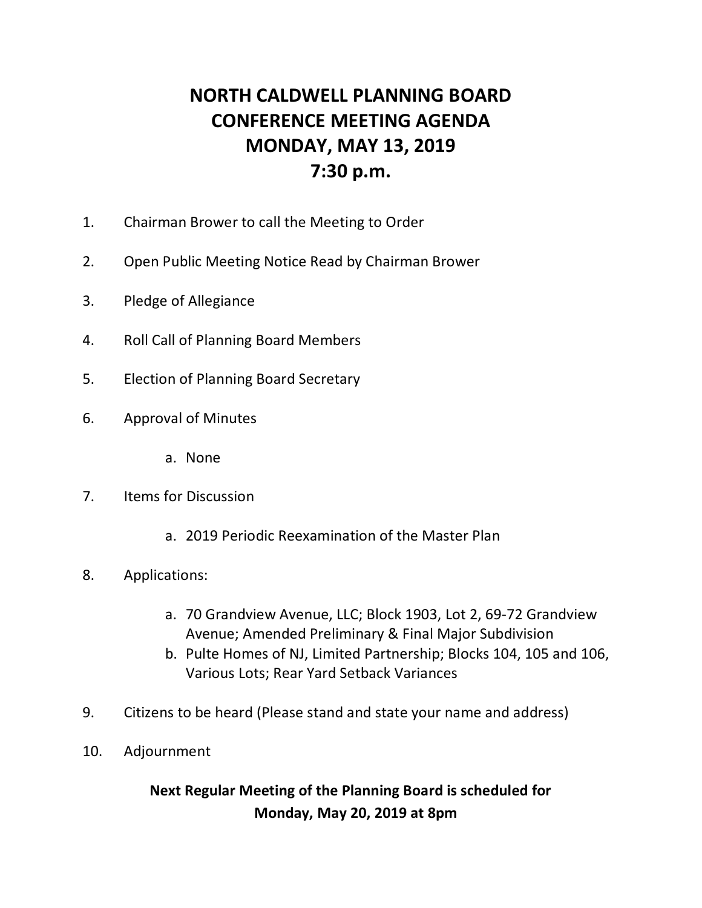# NORTH CALDWELL PLANNING BOARD
# CONFERENCE MEETING AGENDA
# MONDAY, MAY 13, 2019
# 7:30 p.m.

1. Chairman Brower to call the Meeting to Order
2. Open Public Meeting Notice Read by Chairman Brower
3. Pledge of Allegiance
4. Roll Call of Planning Board Members
5. Election of Planning Board Secretary
6. Approval of Minutes
    a. None
7. Items for Discussion
    a. 2019 Periodic Reexamination of the Master Plan
8. Applications:
    a. 70 Grandview Avenue, LLC; Block 1903, Lot 2, 69-72 Grandview Avenue; Amended Preliminary & Final Major Subdivision
    b. Pulte Homes of NJ, Limited Partnership; Blocks 104, 105 and 106, Various Lots; Rear Yard Setback Variances
9. Citizens to be heard (Please stand and state your name and address)
10. Adjournment

**Next Regular Meeting of the Planning Board is scheduled for Monday, May 20, 2019 at 8pm**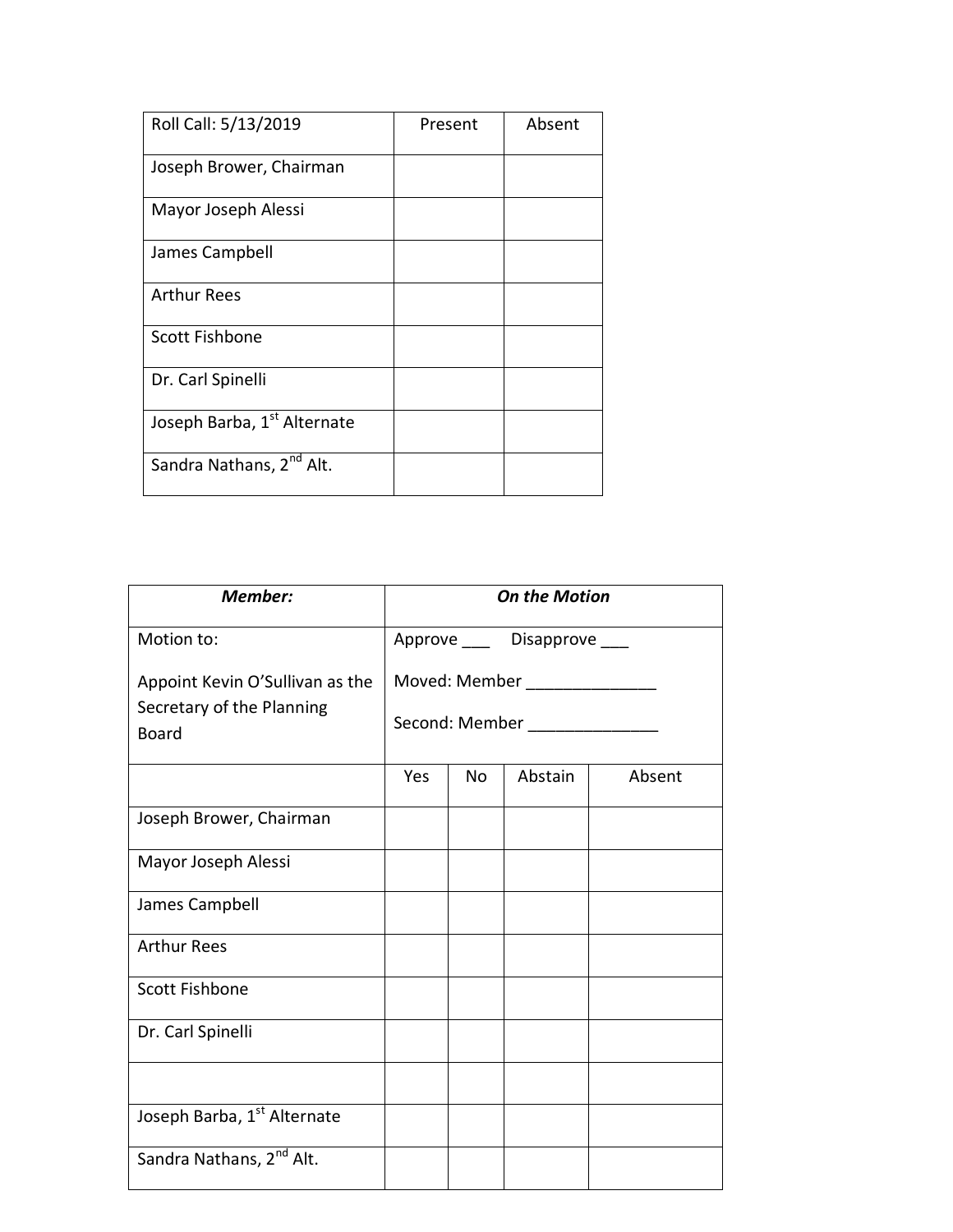| Roll Call: 5/13/2019 | Present | Absent |
| --- | --- | --- |
| Joseph Brower, Chairman | | |
| Mayor Joseph Alessi | | |
| James Campbell | | |
| Arthur Rees | | |
| Scott Fishbone | | |
| Dr. Carl Spinelli | | |
| Joseph Barba, 1st Alternate | | |
| Sandra Nathans, 2nd Alt. | | |

| ***Member:*** | ***On the Motion*** | | | |
| --- | --- | --- | --- | --- |
| Motion to:<br><br>Appoint Kevin O'Sullivan as the Secretary of the Planning Board | Approve ___ Disapprove ___<br><br>Moved: Member ______________<br><br>Second: Member ______________ | | | |
| | Yes | No | Abstain | Absent |
| Joseph Brower, Chairman | | | | |
| Mayor Joseph Alessi | | | | |
| James Campbell | | | | |
| Arthur Rees | | | | |
| Scott Fishbone | | | | |
| Dr. Carl Spinelli | | | | |
| | | | | |
| Joseph Barba, 1st Alternate | | | | |
| Sandra Nathans, 2nd Alt. | | | | |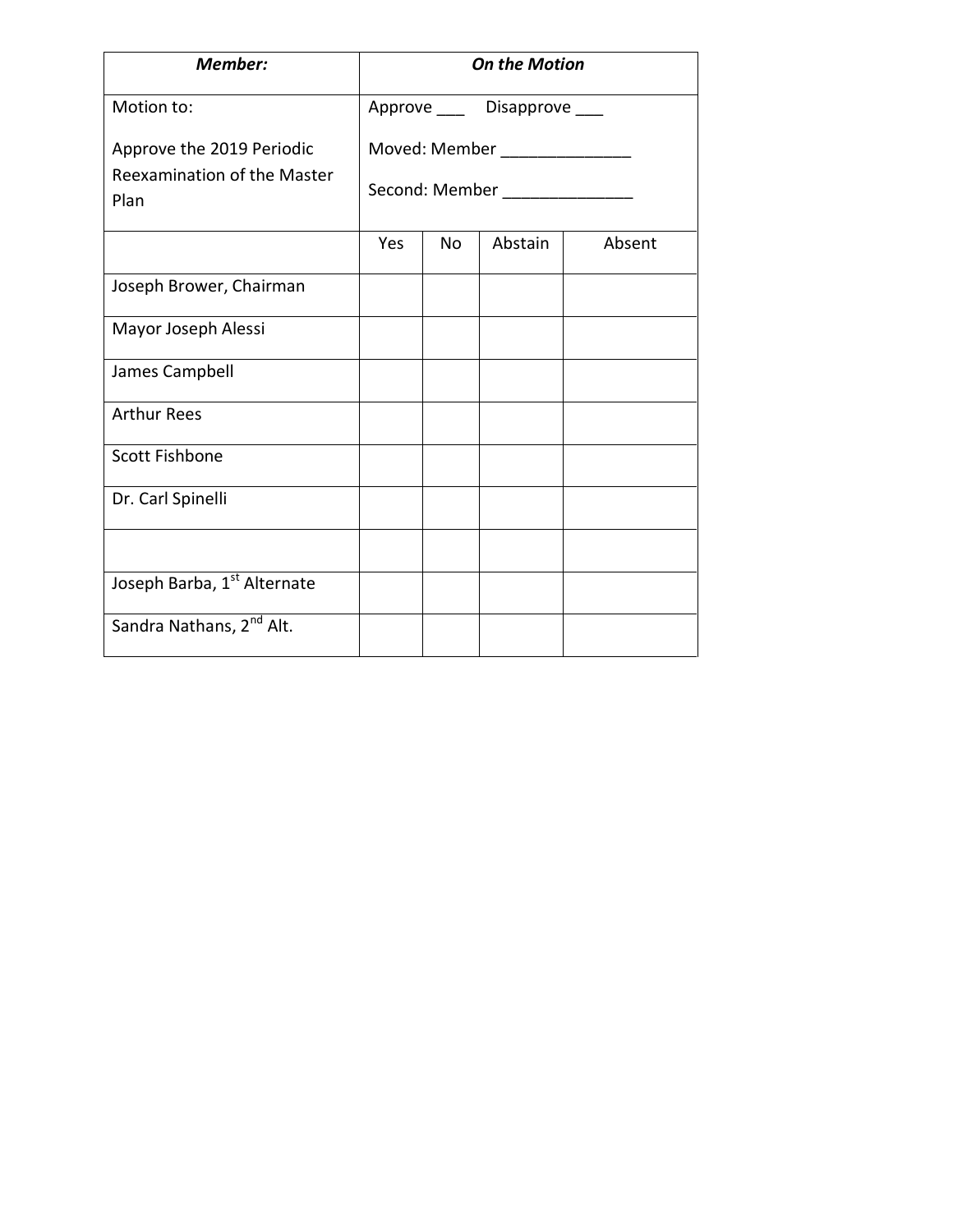| ***Member:*** | ***On the Motion*** | | | |
|---|---|---|---|---|
| Motion to:<br><br>Approve the 2019 Periodic Reexamination of the Master Plan | Approve ___ Disapprove ___<br><br>Moved: Member ______________<br><br>Second: Member ______________ | | | |
| | Yes | No | Abstain | Absent |
| Joseph Brower, Chairman | | | | |
| Mayor Joseph Alessi | | | | |
| James Campbell | | | | |
| Arthur Rees | | | | |
| Scott Fishbone | | | | |
| Dr. Carl Spinelli | | | | |
| | | | | |
| Joseph Barba, 1st Alternate | | | | |
| Sandra Nathans, 2nd Alt. | | | | |